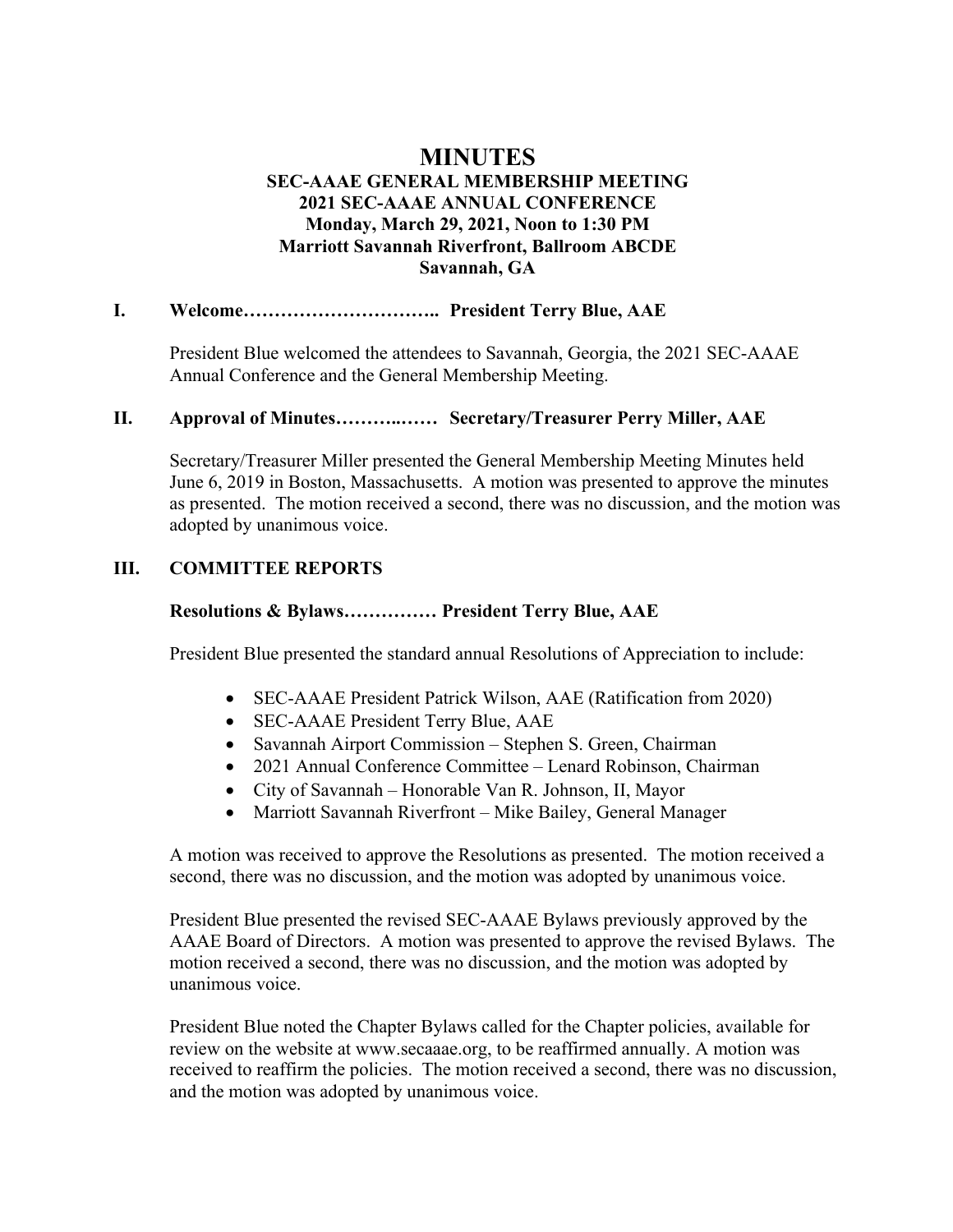# MINUTES

## SEC-AAAE GENERAL MEMBERSHIP MEETING
## 2021 SEC-AAAE ANNUAL CONFERENCE
## Monday, March 29, 2021, Noon to 1:30 PM
## Marriott Savannah Riverfront, Ballroom ABCDE
## Savannah, GA

### I. Welcome………………………….. President Terry Blue, AAE

President Blue welcomed the attendees to Savannah, Georgia, the 2021 SEC-AAAE Annual Conference and the General Membership Meeting.

### II. Approval of Minutes………..…… Secretary/Treasurer Perry Miller, AAE

Secretary/Treasurer Miller presented the General Membership Meeting Minutes held June 6, 2019 in Boston, Massachusetts. A motion was presented to approve the minutes as presented. The motion received a second, there was no discussion, and the motion was adopted by unanimous voice.

### III. COMMITTEE REPORTS

**Resolutions & Bylaws…………… President Terry Blue, AAE**

President Blue presented the standard annual Resolutions of Appreciation to include:

- SEC-AAAE President Patrick Wilson, AAE (Ratification from 2020)
- SEC-AAAE President Terry Blue, AAE
- Savannah Airport Commission – Stephen S. Green, Chairman
- 2021 Annual Conference Committee – Lenard Robinson, Chairman
- City of Savannah – Honorable Van R. Johnson, II, Mayor
- Marriott Savannah Riverfront – Mike Bailey, General Manager

A motion was received to approve the Resolutions as presented. The motion received a second, there was no discussion, and the motion was adopted by unanimous voice.

President Blue presented the revised SEC-AAAE Bylaws previously approved by the AAAE Board of Directors. A motion was presented to approve the revised Bylaws. The motion received a second, there was no discussion, and the motion was adopted by unanimous voice.

President Blue noted the Chapter Bylaws called for the Chapter policies, available for review on the website at www.secaaae.org, to be reaffirmed annually. A motion was received to reaffirm the policies. The motion received a second, there was no discussion, and the motion was adopted by unanimous voice.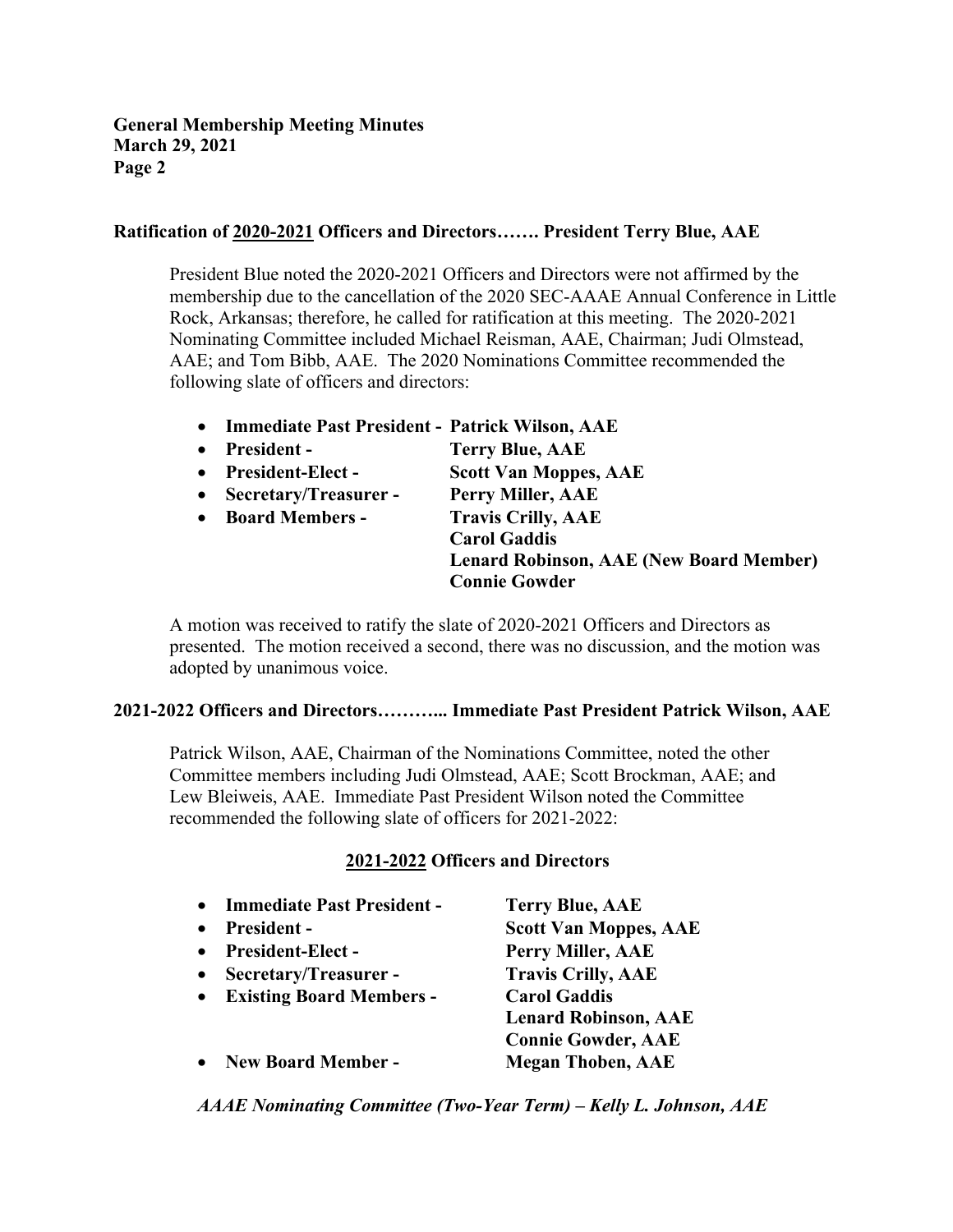### Ratification of <u>2020-2021</u> Officers and Directors……. President Terry Blue, AAE

President Blue noted the 2020-2021 Officers and Directors were not affirmed by the membership due to the cancellation of the 2020 SEC-AAAE Annual Conference in Little Rock, Arkansas; therefore, he called for ratification at this meeting. The 2020-2021 Nominating Committee included Michael Reisman, AAE, Chairman; Judi Olmstead, AAE; and Tom Bibb, AAE. The 2020 Nominations Committee recommended the following slate of officers and directors:

- **Immediate Past President - Patrick Wilson, AAE**
- **President - Terry Blue, AAE**
- **President-Elect - Scott Van Moppes, AAE**
- **Secretary/Treasurer - Perry Miller, AAE**
- **Board Members - Travis Crilly, AAE**
  **Carol Gaddis**
  **Lenard Robinson, AAE (New Board Member)**
  **Connie Gowder**

A motion was received to ratify the slate of 2020-2021 Officers and Directors as presented. The motion received a second, there was no discussion, and the motion was adopted by unanimous voice.

### 2021-2022 Officers and Directors………... Immediate Past President Patrick Wilson, AAE

Patrick Wilson, AAE, Chairman of the Nominations Committee, noted the other Committee members including Judi Olmstead, AAE; Scott Brockman, AAE; and Lew Bleiweis, AAE. Immediate Past President Wilson noted the Committee recommended the following slate of officers for 2021-2022:

**<u>2021-2022</u> Officers and Directors**

- **Immediate Past President - Terry Blue, AAE**
- **President - Scott Van Moppes, AAE**
- **President-Elect - Perry Miller, AAE**
- **Secretary/Treasurer - Travis Crilly, AAE**
- **Existing Board Members - Carol Gaddis**
  **Lenard Robinson, AAE**
  **Connie Gowder, AAE**
- **New Board Member - Megan Thoben, AAE**

***AAAE Nominating Committee (Two-Year Term) – Kelly L. Johnson, AAE***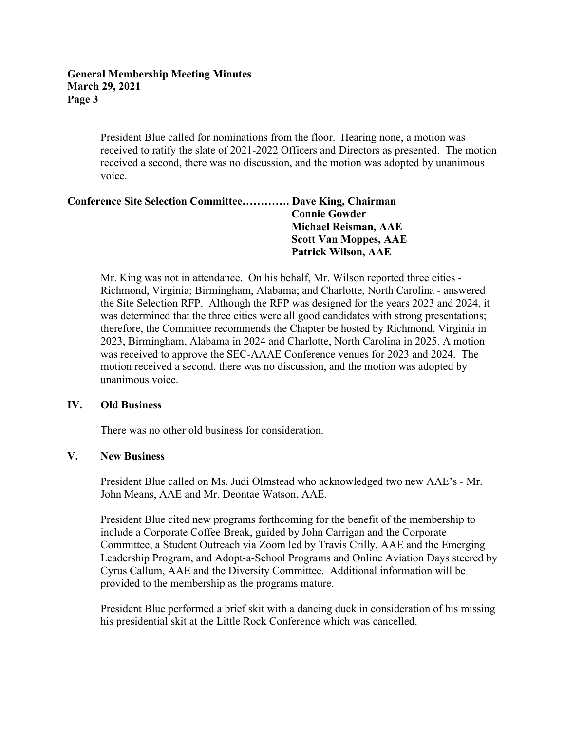President Blue called for nominations from the floor. Hearing none, a motion was received to ratify the slate of 2021-2022 Officers and Directors as presented. The motion received a second, there was no discussion, and the motion was adopted by unanimous voice.

**Conference Site Selection Committee…………. Dave King, Chairman**
**Connie Gowder**
**Michael Reisman, AAE**
**Scott Van Moppes, AAE**
**Patrick Wilson, AAE**

Mr. King was not in attendance. On his behalf, Mr. Wilson reported three cities - Richmond, Virginia; Birmingham, Alabama; and Charlotte, North Carolina - answered the Site Selection RFP. Although the RFP was designed for the years 2023 and 2024, it was determined that the three cities were all good candidates with strong presentations; therefore, the Committee recommends the Chapter be hosted by Richmond, Virginia in 2023, Birmingham, Alabama in 2024 and Charlotte, North Carolina in 2025. A motion was received to approve the SEC-AAAE Conference venues for 2023 and 2024. The motion received a second, there was no discussion, and the motion was adopted by unanimous voice.

## IV. Old Business

There was no other old business for consideration.

## V. New Business

President Blue called on Ms. Judi Olmstead who acknowledged two new AAE's - Mr. John Means, AAE and Mr. Deontae Watson, AAE.

President Blue cited new programs forthcoming for the benefit of the membership to include a Corporate Coffee Break, guided by John Carrigan and the Corporate Committee, a Student Outreach via Zoom led by Travis Crilly, AAE and the Emerging Leadership Program, and Adopt-a-School Programs and Online Aviation Days steered by Cyrus Callum, AAE and the Diversity Committee. Additional information will be provided to the membership as the programs mature.

President Blue performed a brief skit with a dancing duck in consideration of his missing his presidential skit at the Little Rock Conference which was cancelled.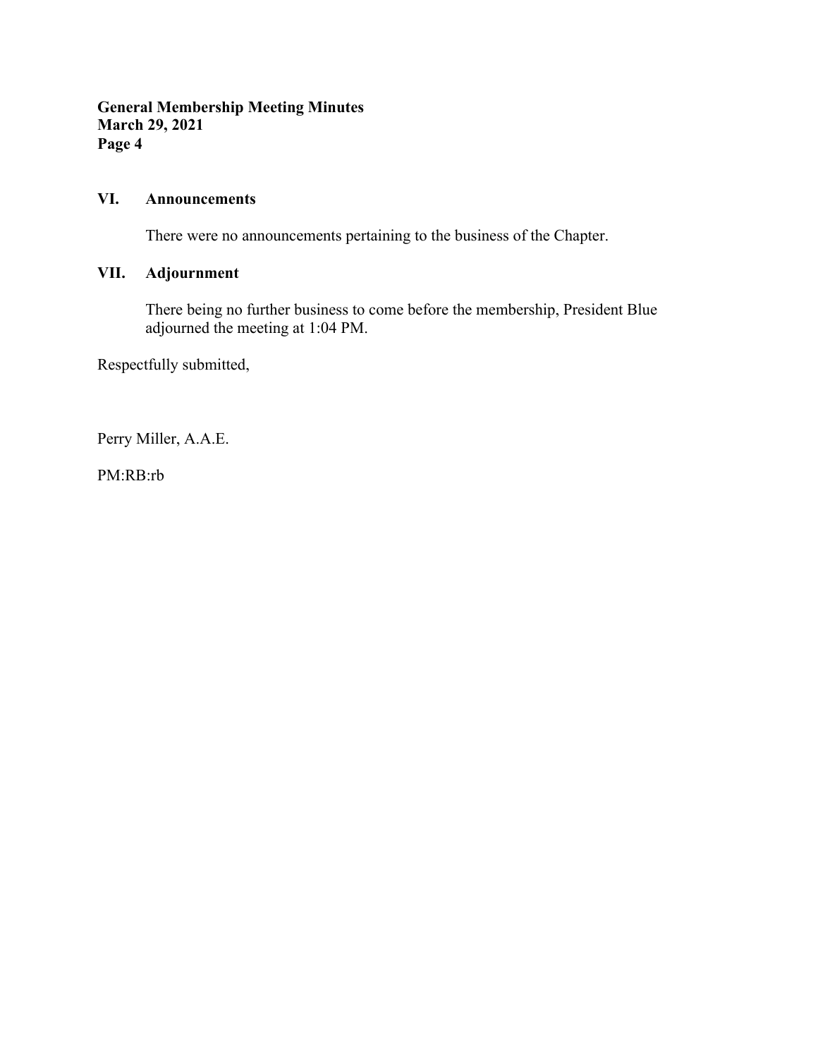## VI. Announcements

There were no announcements pertaining to the business of the Chapter.

## VII. Adjournment

There being no further business to come before the membership, President Blue adjourned the meeting at 1:04 PM.

Respectfully submitted,

Perry Miller, A.A.E.

PM:RB:rb